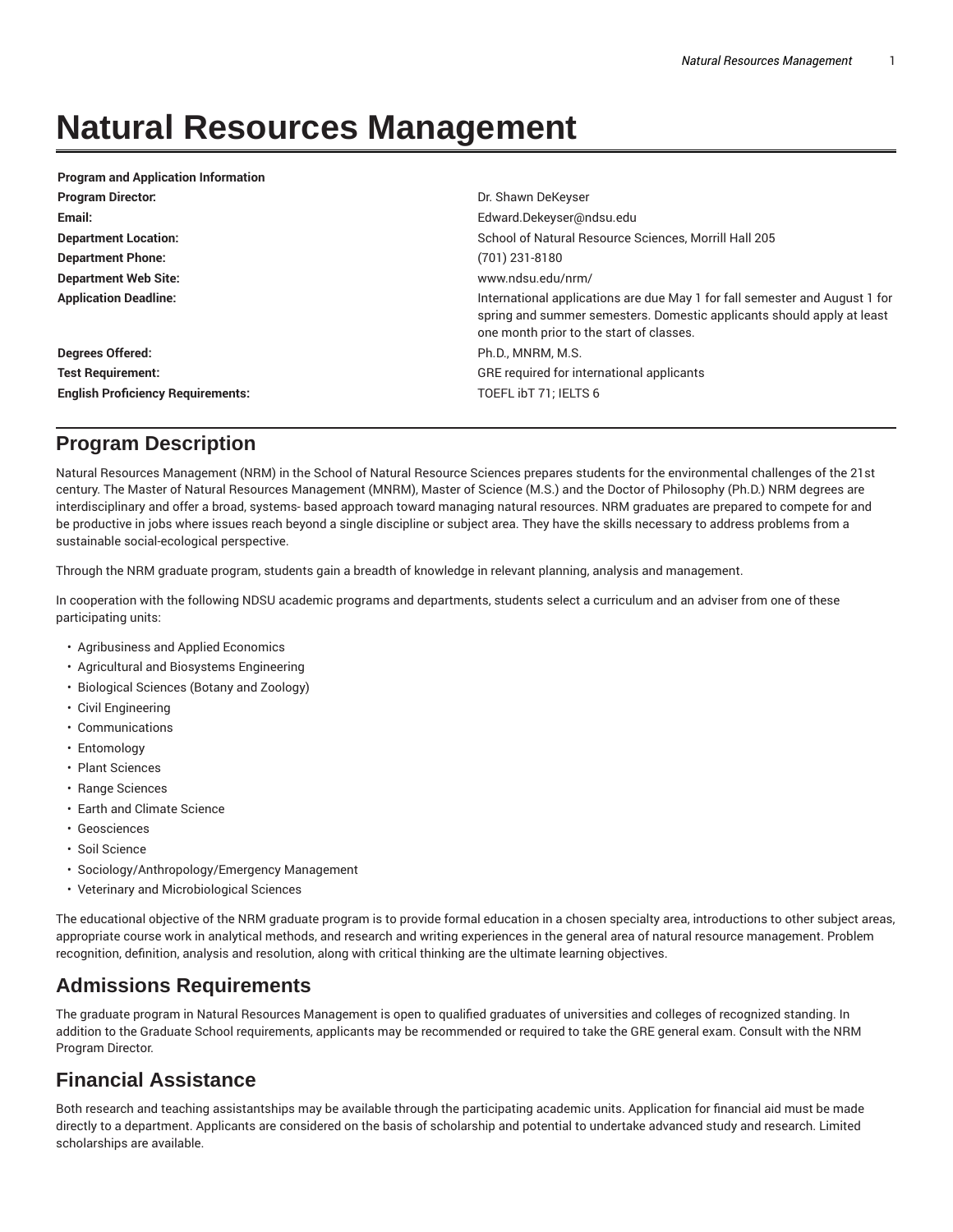# Natural Resources Management

| Program and Application Information | |
|---|---|
| **Program Director:** | Dr. Shawn DeKeyser |
| **Email:** | Edward.Dekeyser@ndsu.edu |
| **Department Location:** | School of Natural Resource Sciences, Morrill Hall 205 |
| **Department Phone:** | (701) 231-8180 |
| **Department Web Site:** | www.ndsu.edu/nrm/ |
| **Application Deadline:** | International applications are due May 1 for fall semester and August 1 for spring and summer semesters. Domestic applicants should apply at least one month prior to the start of classes. |
| **Degrees Offered:** | Ph.D., MNRM, M.S. |
| **Test Requirement:** | GRE required for international applicants |
| **English Proficiency Requirements:** | TOEFL ibT 71; IELTS 6 |

## Program Description

Natural Resources Management (NRM) in the School of Natural Resource Sciences prepares students for the environmental challenges of the 21st century. The Master of Natural Resources Management (MNRM), Master of Science (M.S.) and the Doctor of Philosophy (Ph.D.) NRM degrees are interdisciplinary and offer a broad, systems- based approach toward managing natural resources. NRM graduates are prepared to compete for and be productive in jobs where issues reach beyond a single discipline or subject area. They have the skills necessary to address problems from a sustainable social-ecological perspective.

Through the NRM graduate program, students gain a breadth of knowledge in relevant planning, analysis and management.

In cooperation with the following NDSU academic programs and departments, students select a curriculum and an adviser from one of these participating units:

- Agribusiness and Applied Economics
- Agricultural and Biosystems Engineering
- Biological Sciences (Botany and Zoology)
- Civil Engineering
- Communications
- Entomology
- Plant Sciences
- Range Sciences
- Earth and Climate Science
- Geosciences
- Soil Science
- Sociology/Anthropology/Emergency Management
- Veterinary and Microbiological Sciences

The educational objective of the NRM graduate program is to provide formal education in a chosen specialty area, introductions to other subject areas, appropriate course work in analytical methods, and research and writing experiences in the general area of natural resource management. Problem recognition, definition, analysis and resolution, along with critical thinking are the ultimate learning objectives.

## Admissions Requirements

The graduate program in Natural Resources Management is open to qualified graduates of universities and colleges of recognized standing. In addition to the Graduate School requirements, applicants may be recommended or required to take the GRE general exam. Consult with the NRM Program Director.

## Financial Assistance

Both research and teaching assistantships may be available through the participating academic units. Application for financial aid must be made directly to a department. Applicants are considered on the basis of scholarship and potential to undertake advanced study and research. Limited scholarships are available.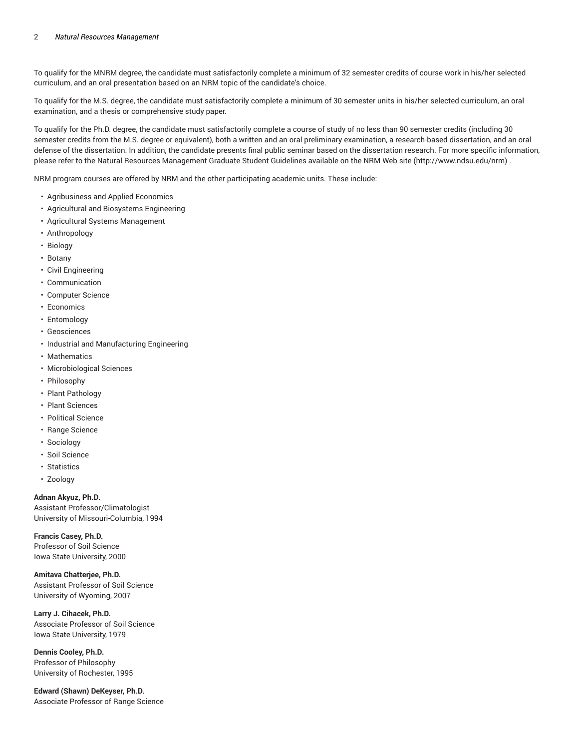To qualify for the MNRM degree, the candidate must satisfactorily complete a minimum of 32 semester credits of course work in his/her selected curriculum, and an oral presentation based on an NRM topic of the candidate's choice.

To qualify for the M.S. degree, the candidate must satisfactorily complete a minimum of 30 semester units in his/her selected curriculum, an oral examination, and a thesis or comprehensive study paper.

To qualify for the Ph.D. degree, the candidate must satisfactorily complete a course of study of no less than 90 semester credits (including 30 semester credits from the M.S. degree or equivalent), both a written and an oral preliminary examination, a research-based dissertation, and an oral defense of the dissertation. In addition, the candidate presents final public seminar based on the dissertation research. For more specific information, please refer to the Natural Resources Management Graduate Student Guidelines available on the NRM Web site (http://www.ndsu.edu/nrm) .

NRM program courses are offered by NRM and the other participating academic units. These include:

- Agribusiness and Applied Economics
- Agricultural and Biosystems Engineering
- Agricultural Systems Management
- Anthropology
- Biology
- Botany
- Civil Engineering
- Communication
- Computer Science
- Economics
- Entomology
- Geosciences
- Industrial and Manufacturing Engineering
- Mathematics
- Microbiological Sciences
- Philosophy
- Plant Pathology
- Plant Sciences
- Political Science
- Range Science
- Sociology
- Soil Science
- Statistics
- Zoology

**Adnan Akyuz, Ph.D.**
Assistant Professor/Climatologist
University of Missouri-Columbia, 1994

**Francis Casey, Ph.D.**
Professor of Soil Science
Iowa State University, 2000

**Amitava Chatterjee, Ph.D.**
Assistant Professor of Soil Science
University of Wyoming, 2007

**Larry J. Cihacek, Ph.D.**
Associate Professor of Soil Science
Iowa State University, 1979

**Dennis Cooley, Ph.D.**
Professor of Philosophy
University of Rochester, 1995

**Edward (Shawn) DeKeyser, Ph.D.**
Associate Professor of Range Science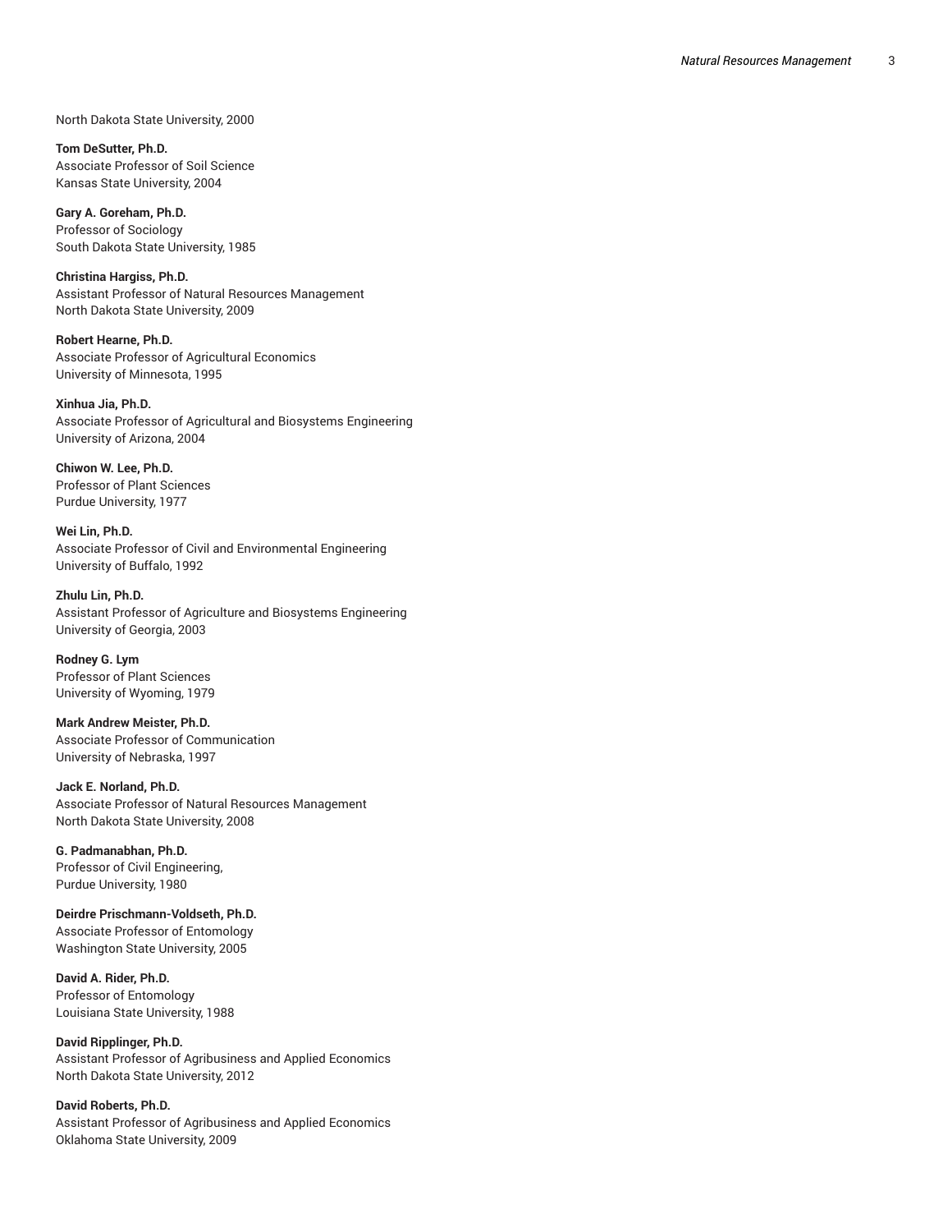North Dakota State University, 2000

**Tom DeSutter, Ph.D.**
Associate Professor of Soil Science
Kansas State University, 2004

**Gary A. Goreham, Ph.D.**
Professor of Sociology
South Dakota State University, 1985

**Christina Hargiss, Ph.D.**
Assistant Professor of Natural Resources Management
North Dakota State University, 2009

**Robert Hearne, Ph.D.**
Associate Professor of Agricultural Economics
University of Minnesota, 1995

**Xinhua Jia, Ph.D.**
Associate Professor of Agricultural and Biosystems Engineering
University of Arizona, 2004

**Chiwon W. Lee, Ph.D.**
Professor of Plant Sciences
Purdue University, 1977

**Wei Lin, Ph.D.**
Associate Professor of Civil and Environmental Engineering
University of Buffalo, 1992

**Zhulu Lin, Ph.D.**
Assistant Professor of Agriculture and Biosystems Engineering
University of Georgia, 2003

**Rodney G. Lym**
Professor of Plant Sciences
University of Wyoming, 1979

**Mark Andrew Meister, Ph.D.**
Associate Professor of Communication
University of Nebraska, 1997

**Jack E. Norland, Ph.D.**
Associate Professor of Natural Resources Management
North Dakota State University, 2008

**G. Padmanabhan, Ph.D.**
Professor of Civil Engineering,
Purdue University, 1980

**Deirdre Prischmann-Voldseth, Ph.D.**
Associate Professor of Entomology
Washington State University, 2005

**David A. Rider, Ph.D.**
Professor of Entomology
Louisiana State University, 1988

**David Ripplinger, Ph.D.**
Assistant Professor of Agribusiness and Applied Economics
North Dakota State University, 2012

**David Roberts, Ph.D.**
Assistant Professor of Agribusiness and Applied Economics
Oklahoma State University, 2009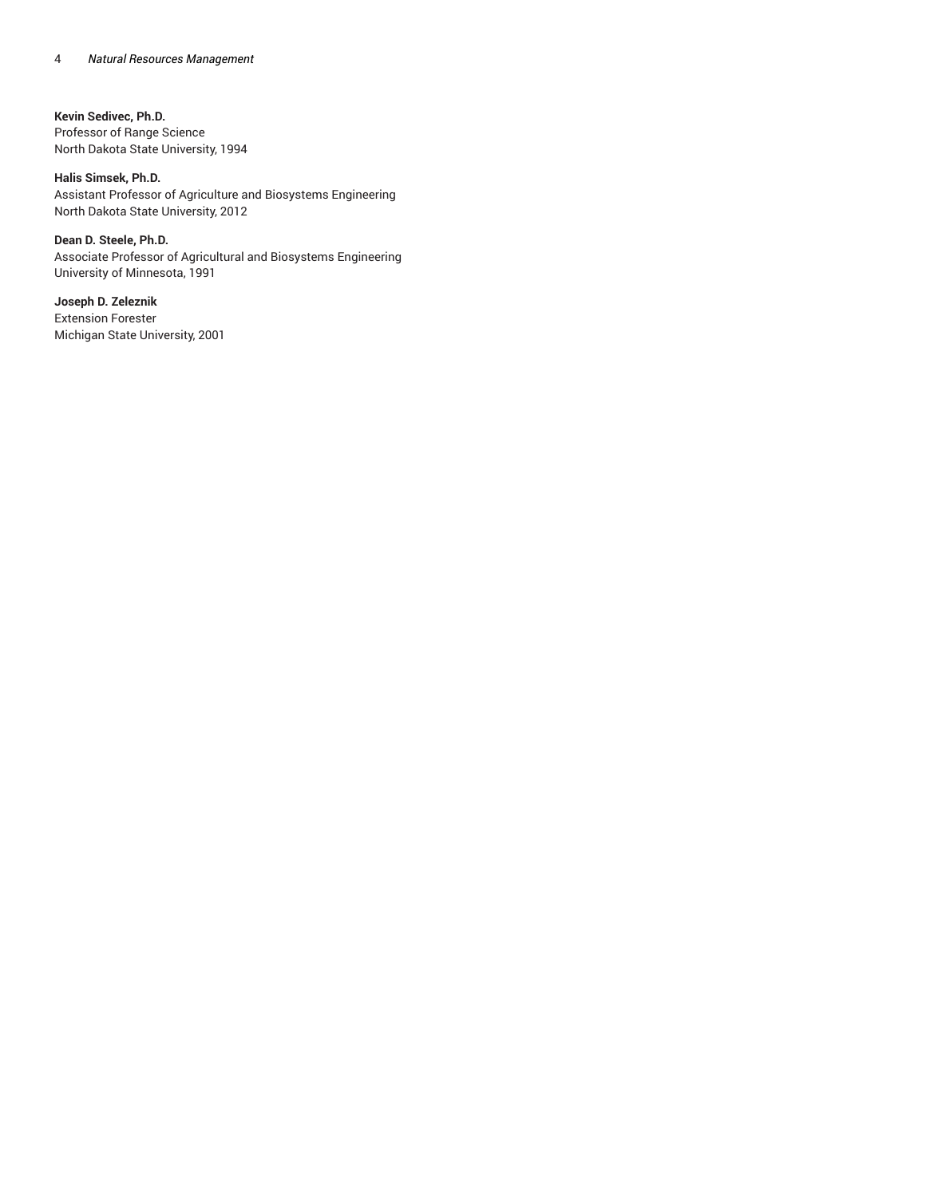**Kevin Sedivec, Ph.D.**
Professor of Range Science
North Dakota State University, 1994

**Halis Simsek, Ph.D.**
Assistant Professor of Agriculture and Biosystems Engineering
North Dakota State University, 2012

**Dean D. Steele, Ph.D.**
Associate Professor of Agricultural and Biosystems Engineering
University of Minnesota, 1991

**Joseph D. Zeleznik**
Extension Forester
Michigan State University, 2001